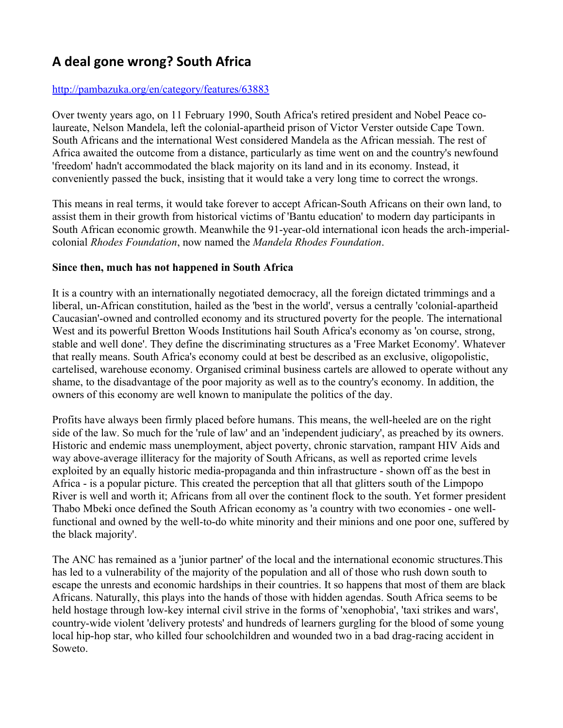# A deal gone wrong? South Africa

http://pambazuka.org/en/category/features/63883

Over twenty years ago, on 11 February 1990, South Africa's retired president and Nobel Peace co-laureate, Nelson Mandela, left the colonial-apartheid prison of Victor Verster outside Cape Town. South Africans and the international West considered Mandela as the African messiah. The rest of Africa awaited the outcome from a distance, particularly as time went on and the country's newfound 'freedom' hadn't accommodated the black majority on its land and in its economy. Instead, it conveniently passed the buck, insisting that it would take a very long time to correct the wrongs.

This means in real terms, it would take forever to accept African-South Africans on their own land, to assist them in their growth from historical victims of 'Bantu education' to modern day participants in South African economic growth. Meanwhile the 91-year-old international icon heads the arch-imperial-colonial *Rhodes Foundation*, now named the *Mandela Rhodes Foundation*.

**Since then, much has not happened in South Africa**

It is a country with an internationally negotiated democracy, all the foreign dictated trimmings and a liberal, un-African constitution, hailed as the 'best in the world', versus a centrally 'colonial-apartheid Caucasian'-owned and controlled economy and its structured poverty for the people. The international West and its powerful Bretton Woods Institutions hail South Africa's economy as 'on course, strong, stable and well done'. They define the discriminating structures as a 'Free Market Economy'. Whatever that really means. South Africa's economy could at best be described as an exclusive, oligopolistic, cartelised, warehouse economy. Organised criminal business cartels are allowed to operate without any shame, to the disadvantage of the poor majority as well as to the country's economy. In addition, the owners of this economy are well known to manipulate the politics of the day.

Profits have always been firmly placed before humans. This means, the well-heeled are on the right side of the law. So much for the 'rule of law' and an 'independent judiciary', as preached by its owners. Historic and endemic mass unemployment, abject poverty, chronic starvation, rampant HIV Aids and way above-average illiteracy for the majority of South Africans, as well as reported crime levels exploited by an equally historic media-propaganda and thin infrastructure - shown off as the best in Africa - is a popular picture. This created the perception that all that glitters south of the Limpopo River is well and worth it; Africans from all over the continent flock to the south. Yet former president Thabo Mbeki once defined the South African economy as 'a country with two economies - one well-functional and owned by the well-to-do white minority and their minions and one poor one, suffered by the black majority'.

The ANC has remained as a 'junior partner' of the local and the international economic structures.This has led to a vulnerability of the majority of the population and all of those who rush down south to escape the unrests and economic hardships in their countries. It so happens that most of them are black Africans. Naturally, this plays into the hands of those with hidden agendas. South Africa seems to be held hostage through low-key internal civil strive in the forms of 'xenophobia', 'taxi strikes and wars', country-wide violent 'delivery protests' and hundreds of learners gurgling for the blood of some young local hip-hop star, who killed four schoolchildren and wounded two in a bad drag-racing accident in Soweto.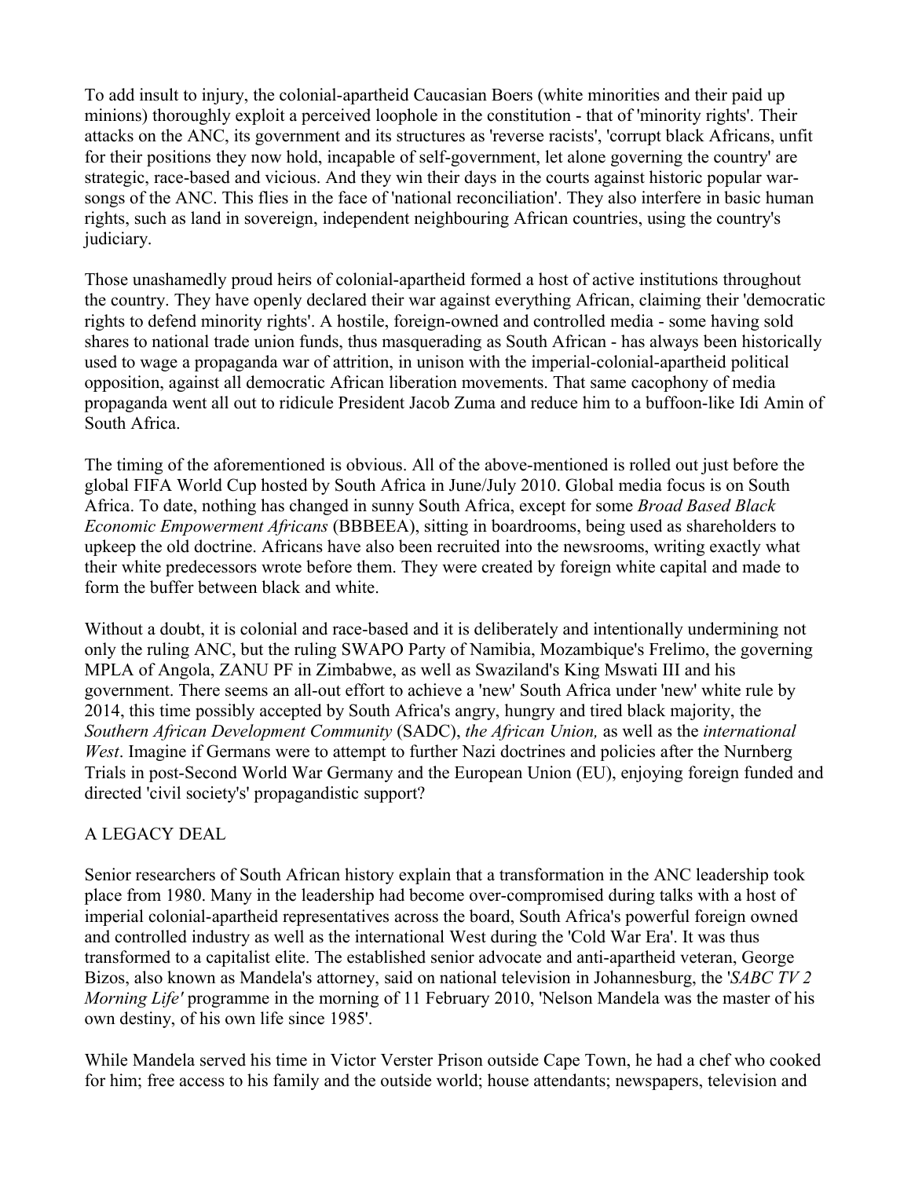To add insult to injury, the colonial-apartheid Caucasian Boers (white minorities and their paid up minions) thoroughly exploit a perceived loophole in the constitution - that of 'minority rights'. Their attacks on the ANC, its government and its structures as 'reverse racists', 'corrupt black Africans, unfit for their positions they now hold, incapable of self-government, let alone governing the country' are strategic, race-based and vicious. And they win their days in the courts against historic popular war-songs of the ANC. This flies in the face of 'national reconciliation'. They also interfere in basic human rights, such as land in sovereign, independent neighbouring African countries, using the country's judiciary.

Those unashamedly proud heirs of colonial-apartheid formed a host of active institutions throughout the country. They have openly declared their war against everything African, claiming their 'democratic rights to defend minority rights'. A hostile, foreign-owned and controlled media - some having sold shares to national trade union funds, thus masquerading as South African - has always been historically used to wage a propaganda war of attrition, in unison with the imperial-colonial-apartheid political opposition, against all democratic African liberation movements. That same cacophony of media propaganda went all out to ridicule President Jacob Zuma and reduce him to a buffoon-like Idi Amin of South Africa.

The timing of the aforementioned is obvious. All of the above-mentioned is rolled out just before the global FIFA World Cup hosted by South Africa in June/July 2010. Global media focus is on South Africa. To date, nothing has changed in sunny South Africa, except for some *Broad Based Black Economic Empowerment Africans* (BBBEEA), sitting in boardrooms, being used as shareholders to upkeep the old doctrine. Africans have also been recruited into the newsrooms, writing exactly what their white predecessors wrote before them. They were created by foreign white capital and made to form the buffer between black and white.

Without a doubt, it is colonial and race-based and it is deliberately and intentionally undermining not only the ruling ANC, but the ruling SWAPO Party of Namibia, Mozambique's Frelimo, the governing MPLA of Angola, ZANU PF in Zimbabwe, as well as Swaziland's King Mswati III and his government. There seems an all-out effort to achieve a 'new' South Africa under 'new' white rule by 2014, this time possibly accepted by South Africa's angry, hungry and tired black majority, the *Southern African Development Community* (SADC), *the African Union,* as well as the *international West*. Imagine if Germans were to attempt to further Nazi doctrines and policies after the Nurnberg Trials in post-Second World War Germany and the European Union (EU), enjoying foreign funded and directed 'civil society's' propagandistic support?

## A LEGACY DEAL

Senior researchers of South African history explain that a transformation in the ANC leadership took place from 1980. Many in the leadership had become over-compromised during talks with a host of imperial colonial-apartheid representatives across the board, South Africa's powerful foreign owned and controlled industry as well as the international West during the 'Cold War Era'. It was thus transformed to a capitalist elite. The established senior advocate and anti-apartheid veteran, George Bizos, also known as Mandela's attorney, said on national television in Johannesburg, the '*SABC TV 2 Morning Life'* programme in the morning of 11 February 2010, 'Nelson Mandela was the master of his own destiny, of his own life since 1985'.

While Mandela served his time in Victor Verster Prison outside Cape Town, he had a chef who cooked for him; free access to his family and the outside world; house attendants; newspapers, television and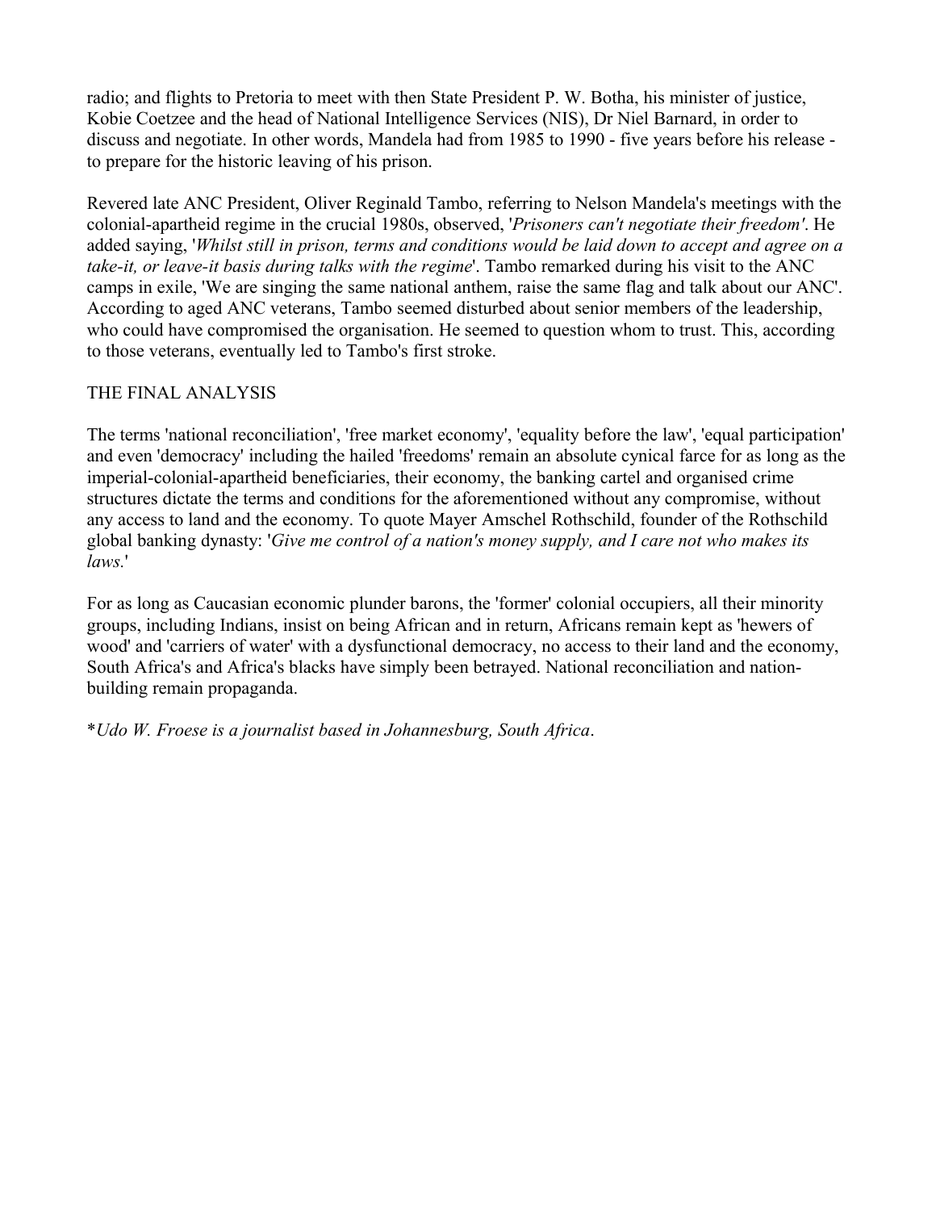radio; and flights to Pretoria to meet with then State President P. W. Botha, his minister of justice, Kobie Coetzee and the head of National Intelligence Services (NIS), Dr Niel Barnard, in order to discuss and negotiate. In other words, Mandela had from 1985 to 1990 - five years before his release - to prepare for the historic leaving of his prison.

Revered late ANC President, Oliver Reginald Tambo, referring to Nelson Mandela's meetings with the colonial-apartheid regime in the crucial 1980s, observed, '*Prisoners can't negotiate their freedom'*. He added saying, '*Whilst still in prison, terms and conditions would be laid down to accept and agree on a take-it, or leave-it basis during talks with the regime*'. Tambo remarked during his visit to the ANC camps in exile, 'We are singing the same national anthem, raise the same flag and talk about our ANC'. According to aged ANC veterans, Tambo seemed disturbed about senior members of the leadership, who could have compromised the organisation. He seemed to question whom to trust. This, according to those veterans, eventually led to Tambo's first stroke.

THE FINAL ANALYSIS

The terms 'national reconciliation', 'free market economy', 'equality before the law', 'equal participation' and even 'democracy' including the hailed 'freedoms' remain an absolute cynical farce for as long as the imperial-colonial-apartheid beneficiaries, their economy, the banking cartel and organised crime structures dictate the terms and conditions for the aforementioned without any compromise, without any access to land and the economy. To quote Mayer Amschel Rothschild, founder of the Rothschild global banking dynasty: '*Give me control of a nation's money supply, and I care not who makes its laws.*'

For as long as Caucasian economic plunder barons, the 'former' colonial occupiers, all their minority groups, including Indians, insist on being African and in return, Africans remain kept as 'hewers of wood' and 'carriers of water' with a dysfunctional democracy, no access to their land and the economy, South Africa's and Africa's blacks have simply been betrayed. National reconciliation and nation-building remain propaganda.

**Udo W. Froese is a journalist based in Johannesburg, South Africa*.